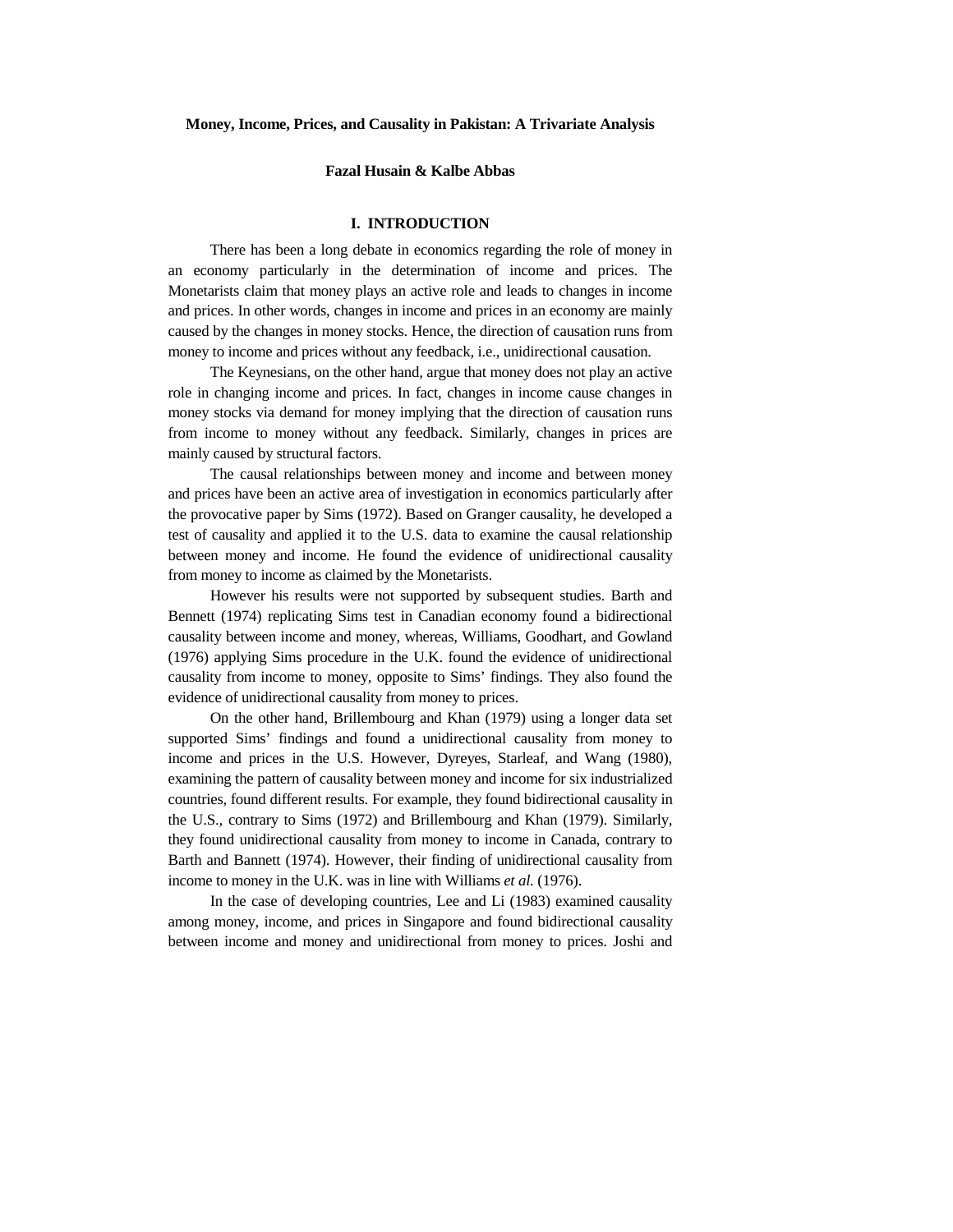# Money, Income, Prices, and Causality in Pakistan: A Trivariate Analysis

**Fazal Husain & Kalbe Abbas**

## I. INTRODUCTION

There has been a long debate in economics regarding the role of money in an economy particularly in the determination of income and prices. The Monetarists claim that money plays an active role and leads to changes in income and prices. In other words, changes in income and prices in an economy are mainly caused by the changes in money stocks. Hence, the direction of causation runs from money to income and prices without any feedback, i.e., unidirectional causation.

The Keynesians, on the other hand, argue that money does not play an active role in changing income and prices. In fact, changes in income cause changes in money stocks via demand for money implying that the direction of causation runs from income to money without any feedback. Similarly, changes in prices are mainly caused by structural factors.

The causal relationships between money and income and between money and prices have been an active area of investigation in economics particularly after the provocative paper by Sims (1972). Based on Granger causality, he developed a test of causality and applied it to the U.S. data to examine the causal relationship between money and income. He found the evidence of unidirectional causality from money to income as claimed by the Monetarists.

However his results were not supported by subsequent studies. Barth and Bennett (1974) replicating Sims test in Canadian economy found a bidirectional causality between income and money, whereas, Williams, Goodhart, and Gowland (1976) applying Sims procedure in the U.K. found the evidence of unidirectional causality from income to money, opposite to Sims' findings. They also found the evidence of unidirectional causality from money to prices.

On the other hand, Brillembourg and Khan (1979) using a longer data set supported Sims' findings and found a unidirectional causality from money to income and prices in the U.S. However, Dyreyes, Starleaf, and Wang (1980), examining the pattern of causality between money and income for six industrialized countries, found different results. For example, they found bidirectional causality in the U.S., contrary to Sims (1972) and Brillembourg and Khan (1979). Similarly, they found unidirectional causality from money to income in Canada, contrary to Barth and Bannett (1974). However, their finding of unidirectional causality from income to money in the U.K. was in line with Williams *et al.* (1976).

In the case of developing countries, Lee and Li (1983) examined causality among money, income, and prices in Singapore and found bidirectional causality between income and money and unidirectional from money to prices. Joshi and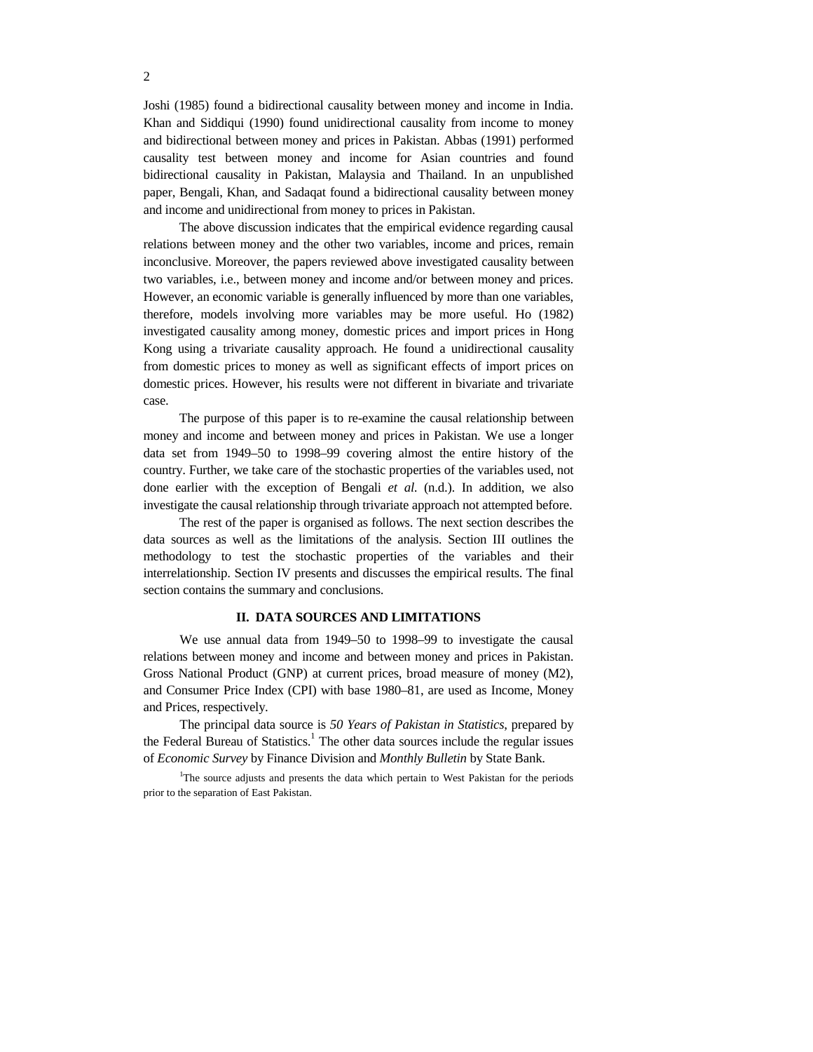Joshi (1985) found a bidirectional causality between money and income in India. Khan and Siddiqui (1990) found unidirectional causality from income to money and bidirectional between money and prices in Pakistan. Abbas (1991) performed causality test between money and income for Asian countries and found bidirectional causality in Pakistan, Malaysia and Thailand. In an unpublished paper, Bengali, Khan, and Sadaqat found a bidirectional causality between money and income and unidirectional from money to prices in Pakistan.

The above discussion indicates that the empirical evidence regarding causal relations between money and the other two variables, income and prices, remain inconclusive. Moreover, the papers reviewed above investigated causality between two variables, i.e., between money and income and/or between money and prices. However, an economic variable is generally influenced by more than one variables, therefore, models involving more variables may be more useful. Ho (1982) investigated causality among money, domestic prices and import prices in Hong Kong using a trivariate causality approach. He found a unidirectional causality from domestic prices to money as well as significant effects of import prices on domestic prices. However, his results were not different in bivariate and trivariate case.

The purpose of this paper is to re-examine the causal relationship between money and income and between money and prices in Pakistan. We use a longer data set from 1949–50 to 1998–99 covering almost the entire history of the country. Further, we take care of the stochastic properties of the variables used, not done earlier with the exception of Bengali *et al.* (n.d.). In addition, we also investigate the causal relationship through trivariate approach not attempted before.

The rest of the paper is organised as follows. The next section describes the data sources as well as the limitations of the analysis. Section III outlines the methodology to test the stochastic properties of the variables and their interrelationship. Section IV presents and discusses the empirical results. The final section contains the summary and conclusions.

## II. DATA SOURCES AND LIMITATIONS

We use annual data from 1949–50 to 1998–99 to investigate the causal relations between money and income and between money and prices in Pakistan. Gross National Product (GNP) at current prices, broad measure of money (M2), and Consumer Price Index (CPI) with base 1980–81, are used as Income, Money and Prices, respectively.

The principal data source is *50 Years of Pakistan in Statistics*, prepared by the Federal Bureau of Statistics.[1] The other data sources include the regular issues of *Economic Survey* by Finance Division and *Monthly Bulletin* by State Bank.

[1]The source adjusts and presents the data which pertain to West Pakistan for the periods prior to the separation of East Pakistan.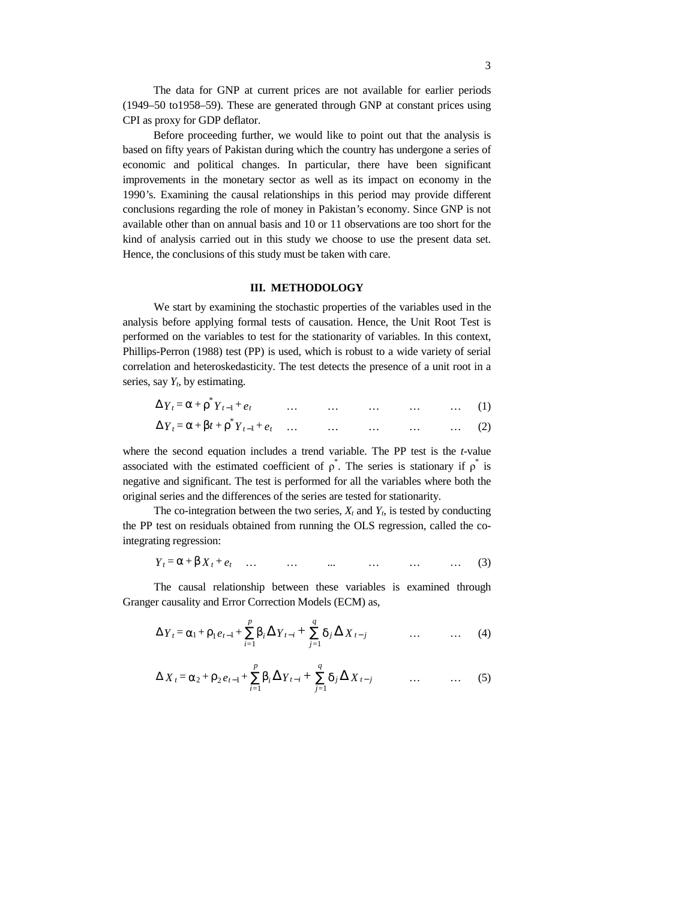The data for GNP at current prices are not available for earlier periods (1949–50 to1958–59). These are generated through GNP at constant prices using CPI as proxy for GDP deflator.

Before proceeding further, we would like to point out that the analysis is based on fifty years of Pakistan during which the country has undergone a series of economic and political changes. In particular, there have been significant improvements in the monetary sector as well as its impact on economy in the 1990's. Examining the causal relationships in this period may provide different conclusions regarding the role of money in Pakistan's economy. Since GNP is not available other than on annual basis and 10 or 11 observations are too short for the kind of analysis carried out in this study we choose to use the present data set. Hence, the conclusions of this study must be taken with care.

## III. METHODOLOGY

We start by examining the stochastic properties of the variables used in the analysis before applying formal tests of causation. Hence, the Unit Root Test is performed on the variables to test for the stationarity of variables. In this context, Phillips-Perron (1988) test (PP) is used, which is robust to a wide variety of serial correlation and heteroskedasticity. The test detects the presence of a unit root in a series, say $Y_t$, by estimating.

$$\Delta Y_t = \alpha + \rho^* Y_{t-1} + e_t \qquad \ldots \qquad (1)$$

$$\Delta Y_t = \alpha + \beta t + \rho^* Y_{t-1} + e_t \qquad \ldots \qquad (2)$$

where the second equation includes a trend variable. The PP test is the *t*-value associated with the estimated coefficient of $\rho^*$. The series is stationary if $\rho^*$ is negative and significant. The test is performed for all the variables where both the original series and the differences of the series are tested for stationarity.

The co-integration between the two series, $X_t$ and $Y_t$, is tested by conducting the PP test on residuals obtained from running the OLS regression, called the co-integrating regression:

$$Y_t = \alpha + \beta X_t + e_t \qquad \ldots \qquad (3)$$

The causal relationship between these variables is examined through Granger causality and Error Correction Models (ECM) as,

$$\Delta Y_t = \alpha_1 + \rho_1 e_{t-1} + \sum_{i=1}^{p} \beta_i \Delta Y_{t-i} + \sum_{j=1}^{q} \delta_j \Delta X_{t-j} \qquad \ldots \qquad (4)$$

$$\Delta X_t = \alpha_2 + \rho_2 e_{t-1} + \sum_{i=1}^{p} \beta_i \Delta Y_{t-i} + \sum_{j=1}^{q} \delta_j \Delta X_{t-j} \qquad \ldots \qquad (5)$$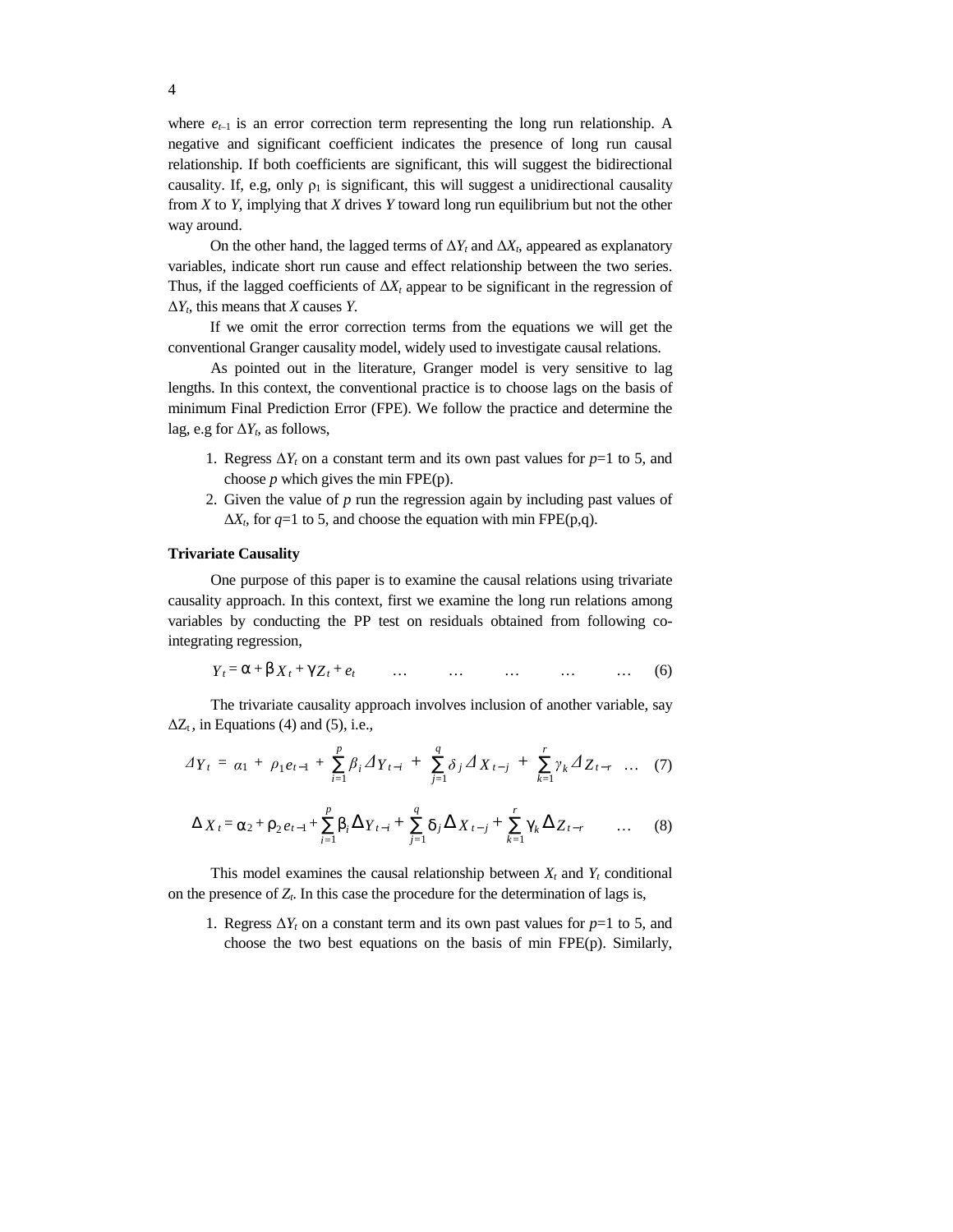where $e_{t-1}$ is an error correction term representing the long run relationship. A negative and significant coefficient indicates the presence of long run causal relationship. If both coefficients are significant, this will suggest the bidirectional causality. If, e.g, only $\rho_1$ is significant, this will suggest a unidirectional causality from $X$ to $Y$, implying that $X$ drives $Y$ toward long run equilibrium but not the other way around.

On the other hand, the lagged terms of $\Delta Y_t$ and $\Delta X_t$, appeared as explanatory variables, indicate short run cause and effect relationship between the two series. Thus, if the lagged coefficients of $\Delta X_t$ appear to be significant in the regression of $\Delta Y_t$, this means that $X$ causes $Y$.

If we omit the error correction terms from the equations we will get the conventional Granger causality model, widely used to investigate causal relations.

As pointed out in the literature, Granger model is very sensitive to lag lengths. In this context, the conventional practice is to choose lags on the basis of minimum Final Prediction Error (FPE). We follow the practice and determine the lag, e.g for $\Delta Y_t$, as follows,

1. Regress $\Delta Y_t$ on a constant term and its own past values for $p$=1 to 5, and choose $p$ which gives the min FPE(p).
2. Given the value of $p$ run the regression again by including past values of $\Delta X_t$, for $q$=1 to 5, and choose the equation with min FPE(p,q).

**Trivariate Causality**

One purpose of this paper is to examine the causal relations using trivariate causality approach. In this context, first we examine the long run relations among variables by conducting the PP test on residuals obtained from following co-integrating regression,

$$Y_t = \alpha + \beta X_t + \gamma Z_t + e_t \qquad \ldots \qquad (6)$$

The trivariate causality approach involves inclusion of another variable, say $\Delta Z_t$, in Equations (4) and (5), i.e.,

$$\Delta Y_t = \alpha_1 + \rho_1 e_{t-1} + \sum_{i=1}^{p} \beta_i \Delta Y_{t-i} + \sum_{j=1}^{q} \delta_j \Delta X_{t-j} + \sum_{k=1}^{r} \gamma_k \Delta Z_{t-r} \quad \ldots \quad (7)$$

$$\Delta X_t = \alpha_2 + \rho_2 e_{t-1} + \sum_{i=1}^{p} \beta_i \Delta Y_{t-i} + \sum_{j=1}^{q} \delta_j \Delta X_{t-j} + \sum_{k=1}^{r} \gamma_k \Delta Z_{t-r} \quad \ldots \quad (8)$$

This model examines the causal relationship between $X_t$ and $Y_t$ conditional on the presence of $Z_t$. In this case the procedure for the determination of lags is,

1. Regress $\Delta Y_t$ on a constant term and its own past values for $p$=1 to 5, and choose the two best equations on the basis of min FPE(p). Similarly,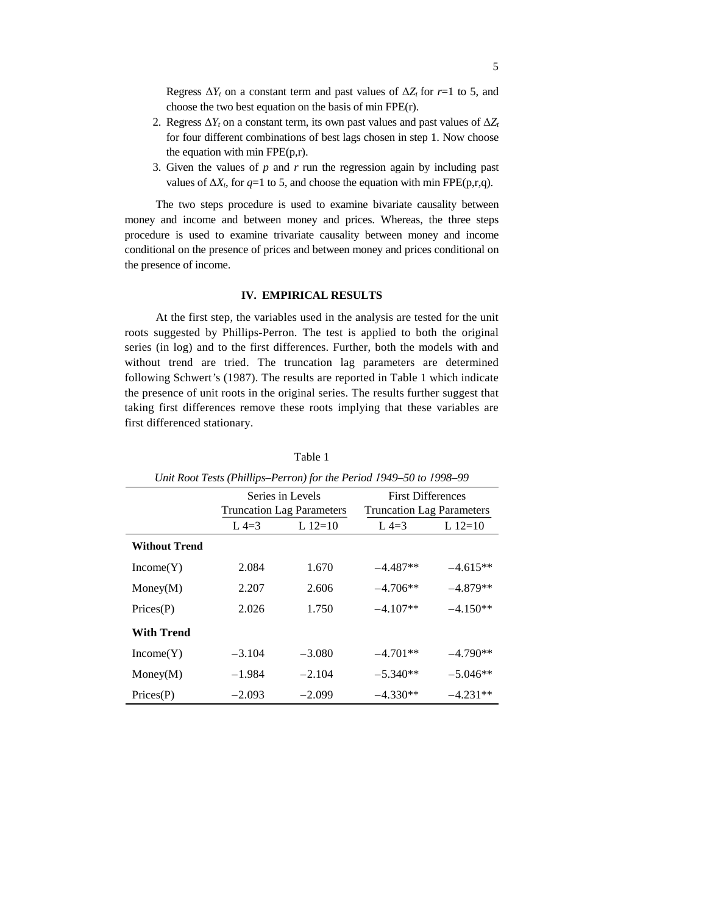Regress $\Delta Y_t$ on a constant term and past values of $\Delta Z_t$ for $r$=1 to 5, and choose the two best equation on the basis of min FPE(r).

2. Regress $\Delta Y_t$ on a constant term, its own past values and past values of $\Delta Z_t$ for four different combinations of best lags chosen in step 1. Now choose the equation with min FPE(p,r).
3. Given the values of $p$ and $r$ run the regression again by including past values of $\Delta X_t$, for $q$=1 to 5, and choose the equation with min FPE(p,r,q).

The two steps procedure is used to examine bivariate causality between money and income and between money and prices. Whereas, the three steps procedure is used to examine trivariate causality between money and income conditional on the presence of prices and between money and prices conditional on the presence of income.

## IV. EMPIRICAL RESULTS

At the first step, the variables used in the analysis are tested for the unit roots suggested by Phillips-Perron. The test is applied to both the original series (in log) and to the first differences. Further, both the models with and without trend are tried. The truncation lag parameters are determined following Schwert's (1987). The results are reported in Table 1 which indicate the presence of unit roots in the original series. The results further suggest that taking first differences remove these roots implying that these variables are first differenced stationary.

Table 1

*Unit Root Tests (Phillips–Perron) for the Period 1949–50 to 1998–99*

| | Series in Levels Truncation Lag Parameters | | First Differences Truncation Lag Parameters | |
|---|---|---|---|---|
| | L 4=3 | L 12=10 | L 4=3 | L 12=10 |
| **Without Trend** | | | | |
| Income(Y) | 2.084 | 1.670 | –4.487** | –4.615** |
| Money(M) | 2.207 | 2.606 | –4.706** | –4.879** |
| Prices(P) | 2.026 | 1.750 | –4.107** | –4.150** |
| **With Trend** | | | | |
| Income(Y) | –3.104 | –3.080 | –4.701** | –4.790** |
| Money(M) | –1.984 | –2.104 | –5.340** | –5.046** |
| Prices(P) | –2.093 | –2.099 | –4.330** | –4.231** |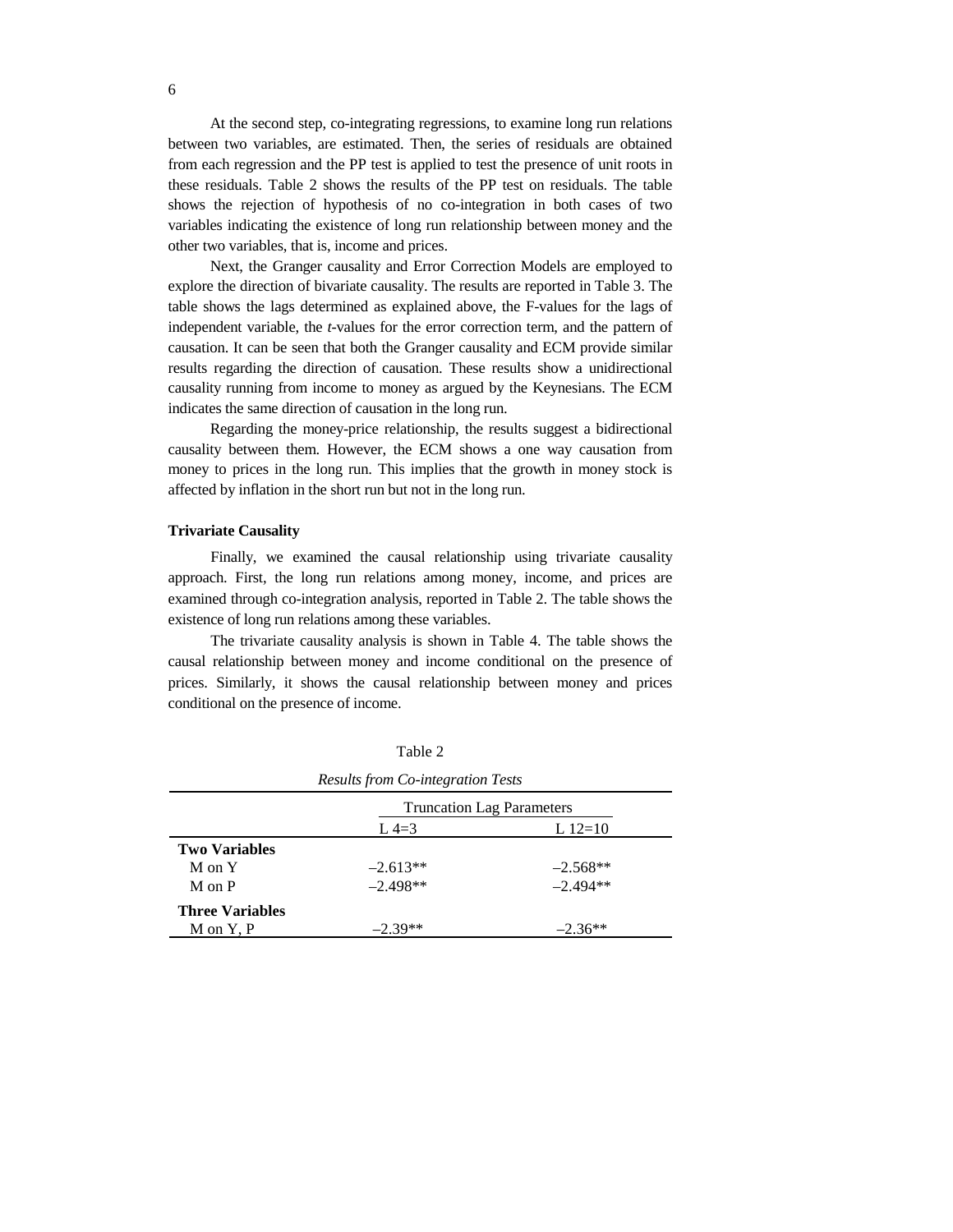At the second step, co-integrating regressions, to examine long run relations between two variables, are estimated. Then, the series of residuals are obtained from each regression and the PP test is applied to test the presence of unit roots in these residuals. Table 2 shows the results of the PP test on residuals. The table shows the rejection of hypothesis of no co-integration in both cases of two variables indicating the existence of long run relationship between money and the other two variables, that is, income and prices.

Next, the Granger causality and Error Correction Models are employed to explore the direction of bivariate causality. The results are reported in Table 3. The table shows the lags determined as explained above, the F-values for the lags of independent variable, the *t*-values for the error correction term, and the pattern of causation. It can be seen that both the Granger causality and ECM provide similar results regarding the direction of causation. These results show a unidirectional causality running from income to money as argued by the Keynesians. The ECM indicates the same direction of causation in the long run.

Regarding the money-price relationship, the results suggest a bidirectional causality between them. However, the ECM shows a one way causation from money to prices in the long run. This implies that the growth in money stock is affected by inflation in the short run but not in the long run.

**Trivariate Causality**

Finally, we examined the causal relationship using trivariate causality approach. First, the long run relations among money, income, and prices are examined through co-integration analysis, reported in Table 2. The table shows the existence of long run relations among these variables.

The trivariate causality analysis is shown in Table 4. The table shows the causal relationship between money and income conditional on the presence of prices. Similarly, it shows the causal relationship between money and prices conditional on the presence of income.

Table 2

*Results from Co-integration Tests*

| | Truncation Lag Parameters | |
|---|---|---|
| | L 4=3 | L 12=10 |
| **Two Variables** | | |
| M on Y | –2.613** | –2.568** |
| M on P | –2.498** | –2.494** |
| **Three Variables** | | |
| M on Y, P | –2.39** | –2.36** |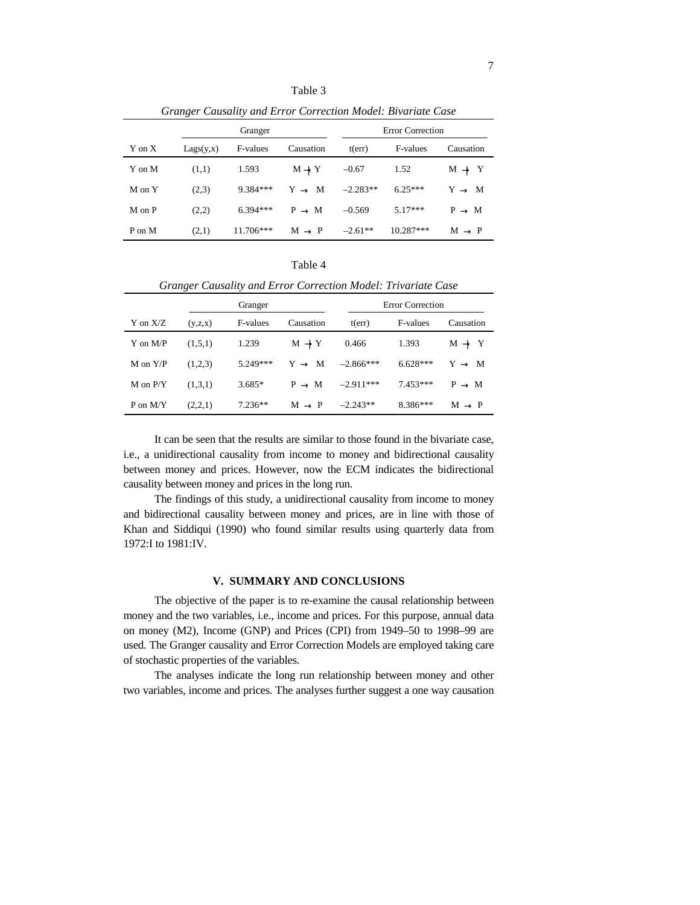Table 3

*Granger Causality and Error Correction Model: Bivariate Case*

| | Granger | | | Error Correction | | |
|---|---|---|---|---|---|---|
| Y on X | Lags(y,x) | F-values | Causation | t(err) | F-values | Causation |
| Y on M | (1,1) | 1.593 | $M \nrightarrow Y$ | –0.67 | 1.52 | $M \nrightarrow Y$ |
| M on Y | (2,3) | 9.384*** | $Y \rightarrow M$ | –2.283** | 6.25*** | $Y \rightarrow M$ |
| M on P | (2,2) | 6.394*** | $P \rightarrow M$ | –0.569 | 5.17*** | $P \rightarrow M$ |
| P on M | (2,1) | 11.706*** | $M \rightarrow P$ | –2.61** | 10.287*** | $M \rightarrow P$ |

Table 4

*Granger Causality and Error Correction Model: Trivariate Case*

| | Granger | | | Error Correction | | |
|---|---|---|---|---|---|---|
| Y on X/Z | (y,z,x) | F-values | Causation | t(err) | F-values | Causation |
| Y on M/P | (1,5,1) | 1.239 | $M \nrightarrow Y$ | 0.466 | 1.393 | $M \nrightarrow Y$ |
| M on Y/P | (1,2,3) | 5.249*** | $Y \rightarrow M$ | –2.866*** | 6.628*** | $Y \rightarrow M$ |
| M on P/Y | (1,3,1) | 3.685* | $P \rightarrow M$ | –2.911*** | 7.453*** | $P \rightarrow M$ |
| P on M/Y | (2,2,1) | 7.236** | $M \rightarrow P$ | –2.243** | 8.386*** | $M \rightarrow P$ |

It can be seen that the results are similar to those found in the bivariate case, i.e., a unidirectional causality from income to money and bidirectional causality between money and prices. However, now the ECM indicates the bidirectional causality between money and prices in the long run.

The findings of this study, a unidirectional causality from income to money and bidirectional causality between money and prices, are in line with those of Khan and Siddiqui (1990) who found similar results using quarterly data from 1972:I to 1981:IV.

## V. SUMMARY AND CONCLUSIONS

The objective of the paper is to re-examine the causal relationship between money and the two variables, i.e., income and prices. For this purpose, annual data on money (M2), Income (GNP) and Prices (CPI) from 1949–50 to 1998–99 are used. The Granger causality and Error Correction Models are employed taking care of stochastic properties of the variables.

The analyses indicate the long run relationship between money and other two variables, income and prices. The analyses further suggest a one way causation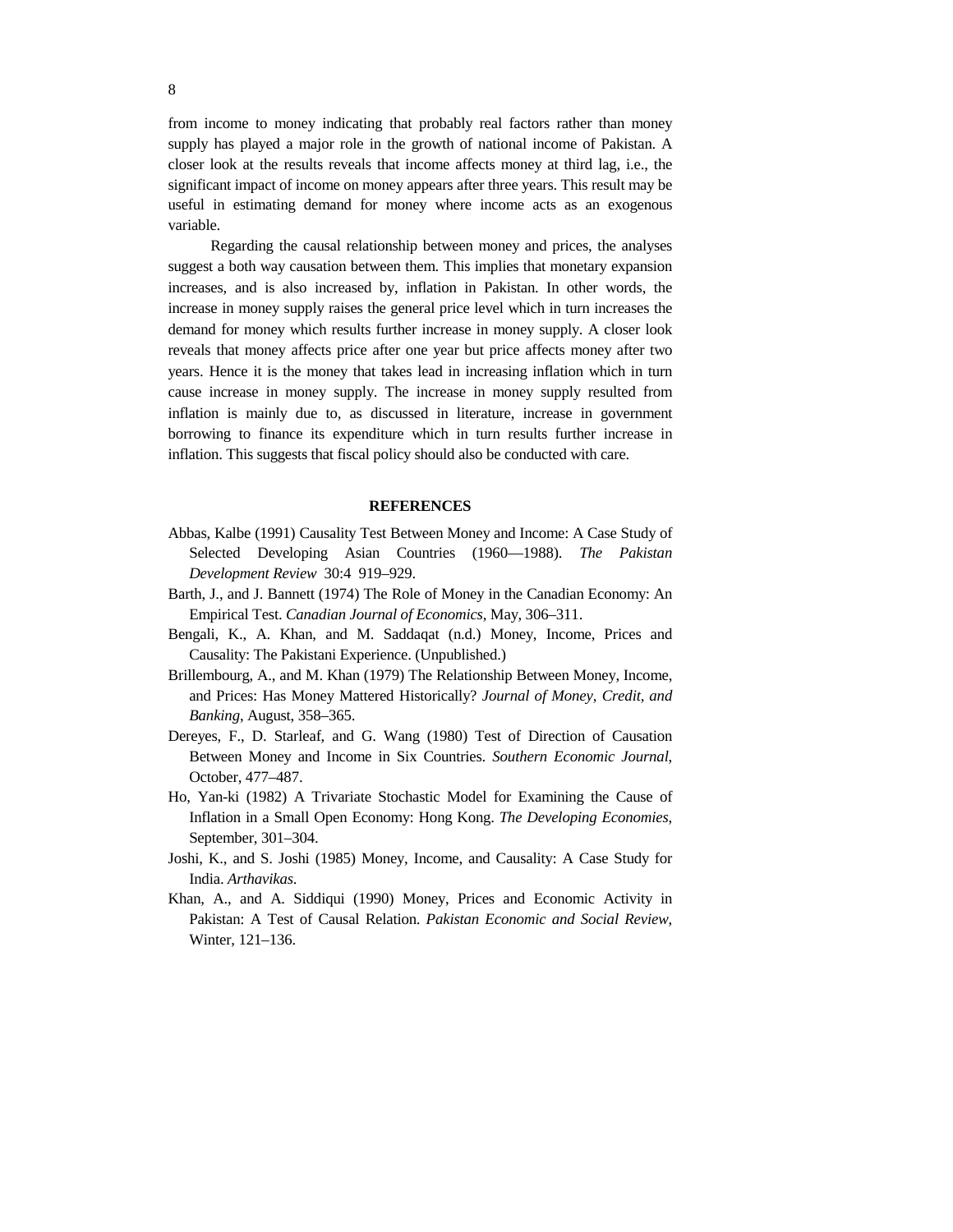from income to money indicating that probably real factors rather than money supply has played a major role in the growth of national income of Pakistan. A closer look at the results reveals that income affects money at third lag, i.e., the significant impact of income on money appears after three years. This result may be useful in estimating demand for money where income acts as an exogenous variable.

Regarding the causal relationship between money and prices, the analyses suggest a both way causation between them. This implies that monetary expansion increases, and is also increased by, inflation in Pakistan. In other words, the increase in money supply raises the general price level which in turn increases the demand for money which results further increase in money supply. A closer look reveals that money affects price after one year but price affects money after two years. Hence it is the money that takes lead in increasing inflation which in turn cause increase in money supply. The increase in money supply resulted from inflation is mainly due to, as discussed in literature, increase in government borrowing to finance its expenditure which in turn results further increase in inflation. This suggests that fiscal policy should also be conducted with care.

## REFERENCES

Abbas, Kalbe (1991) Causality Test Between Money and Income: A Case Study of Selected Developing Asian Countries (1960—1988). *The Pakistan Development Review* 30:4 919–929.

Barth, J., and J. Bannett (1974) The Role of Money in the Canadian Economy: An Empirical Test. *Canadian Journal of Economics*, May, 306–311.

Bengali, K., A. Khan, and M. Saddaqat (n.d.) Money, Income, Prices and Causality: The Pakistani Experience. (Unpublished.)

Brillembourg, A., and M. Khan (1979) The Relationship Between Money, Income, and Prices: Has Money Mattered Historically? *Journal of Money, Credit, and Banking*, August, 358–365.

Dereyes, F., D. Starleaf, and G. Wang (1980) Test of Direction of Causation Between Money and Income in Six Countries. *Southern Economic Journal*, October, 477–487.

Ho, Yan-ki (1982) A Trivariate Stochastic Model for Examining the Cause of Inflation in a Small Open Economy: Hong Kong. *The Developing Economies*, September, 301–304.

Joshi, K., and S. Joshi (1985) Money, Income, and Causality: A Case Study for India. *Arthavikas*.

Khan, A., and A. Siddiqui (1990) Money, Prices and Economic Activity in Pakistan: A Test of Causal Relation. *Pakistan Economic and Social Review*, Winter, 121–136.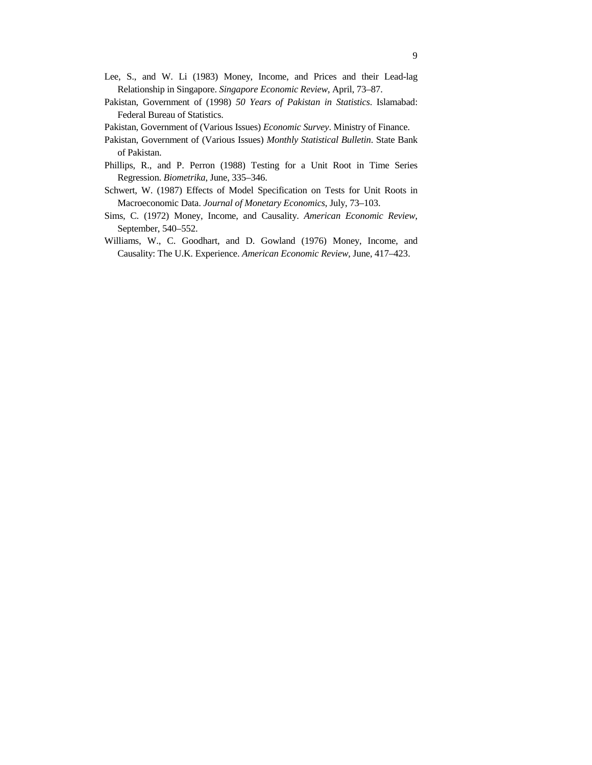Lee, S., and W. Li (1983) Money, Income, and Prices and their Lead-lag Relationship in Singapore. *Singapore Economic Review*, April, 73–87.

Pakistan, Government of (1998) *50 Years of Pakistan in Statistics*. Islamabad: Federal Bureau of Statistics.

Pakistan, Government of (Various Issues) *Economic Survey*. Ministry of Finance.

Pakistan, Government of (Various Issues) *Monthly Statistical Bulletin*. State Bank of Pakistan.

Phillips, R., and P. Perron (1988) Testing for a Unit Root in Time Series Regression. *Biometrika*, June, 335–346.

Schwert, W. (1987) Effects of Model Specification on Tests for Unit Roots in Macroeconomic Data. *Journal of Monetary Economics*, July, 73–103.

Sims, C. (1972) Money, Income, and Causality. *American Economic Review*, September, 540–552.

Williams, W., C. Goodhart, and D. Gowland (1976) Money, Income, and Causality: The U.K. Experience. *American Economic Review*, June, 417–423.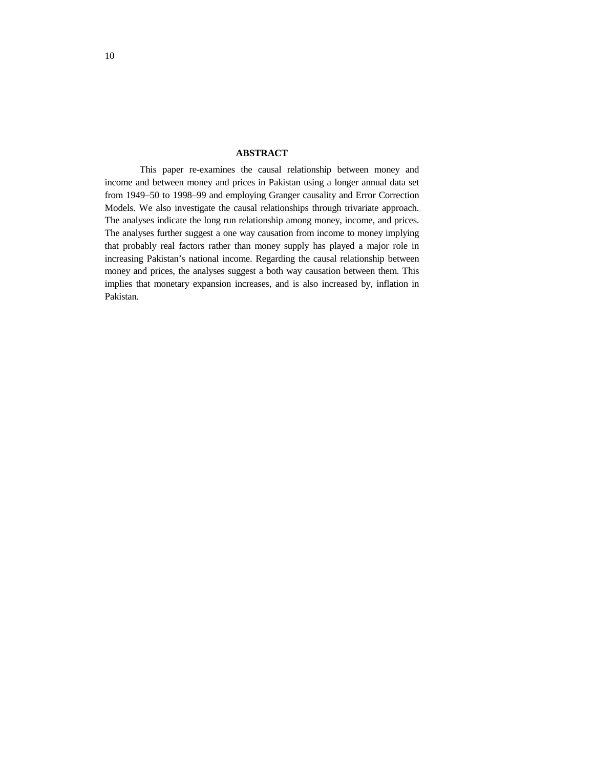## ABSTRACT

This paper re-examines the causal relationship between money and income and between money and prices in Pakistan using a longer annual data set from 1949–50 to 1998–99 and employing Granger causality and Error Correction Models. We also investigate the causal relationships through trivariate approach. The analyses indicate the long run relationship among money, income, and prices. The analyses further suggest a one way causation from income to money implying that probably real factors rather than money supply has played a major role in increasing Pakistan's national income. Regarding the causal relationship between money and prices, the analyses suggest a both way causation between them. This implies that monetary expansion increases, and is also increased by, inflation in Pakistan.